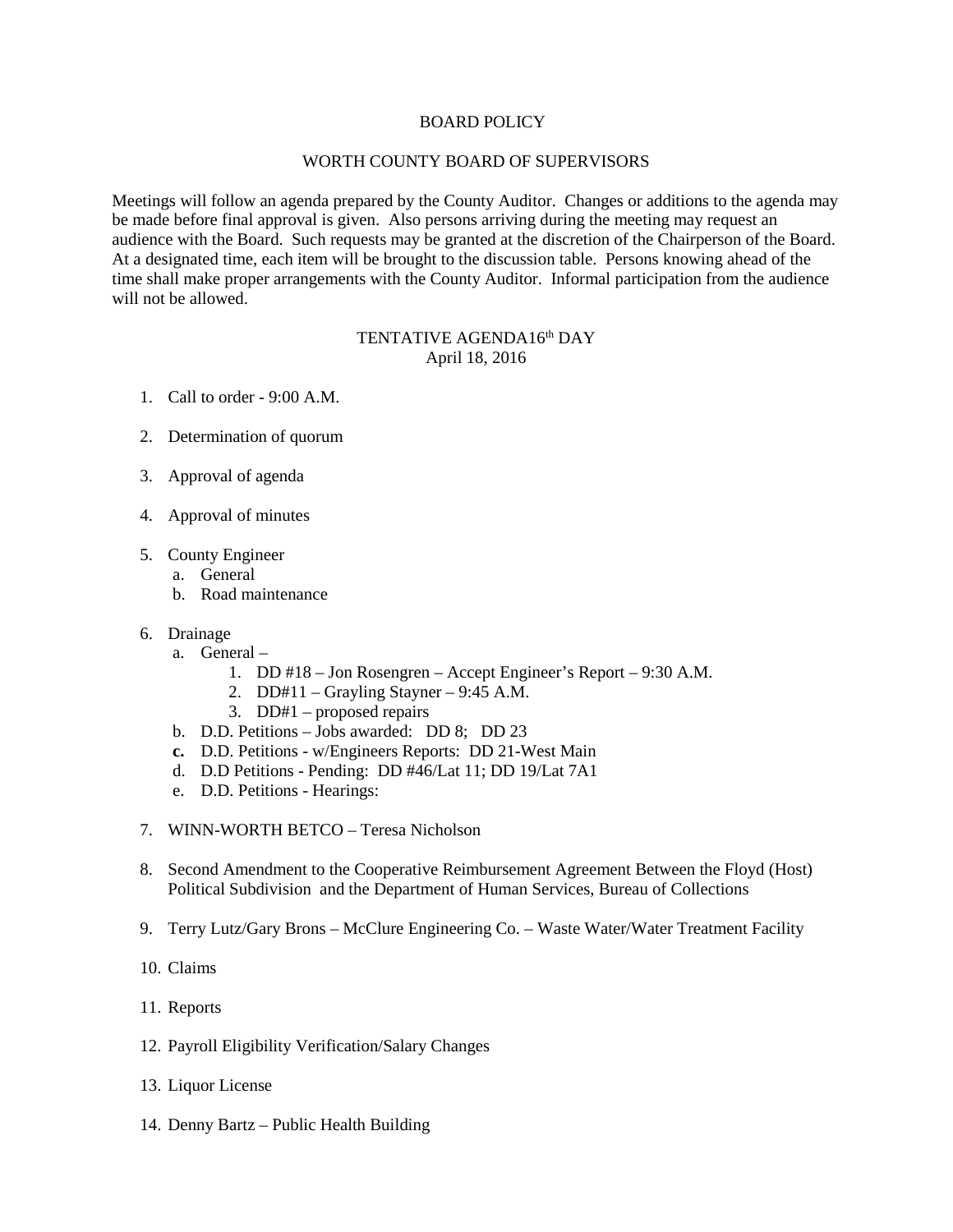BOARD POLICY

WORTH COUNTY BOARD OF SUPERVISORS

Meetings will follow an agenda prepared by the County Auditor. Changes or additions to the agenda may be made before final approval is given. Also persons arriving during the meeting may request an audience with the Board. Such requests may be granted at the discretion of the Chairperson of the Board. At a designated time, each item will be brought to the discussion table. Persons knowing ahead of the time shall make proper arrangements with the County Auditor. Informal participation from the audience will not be allowed.

TENTATIVE AGENDA16th DAY
April 18, 2016

1. Call to order - 9:00 A.M.

2. Determination of quorum

3. Approval of agenda

4. Approval of minutes

5. County Engineer
   a. General
   b. Road maintenance

6. Drainage
   a. General –
      1. DD #18 – Jon Rosengren – Accept Engineer's Report – 9:30 A.M.
      2. DD#11 – Grayling Stayner – 9:45 A.M.
      3. DD#1 – proposed repairs
   b. D.D. Petitions – Jobs awarded: DD 8; DD 23
   **c.** D.D. Petitions - w/Engineers Reports: DD 21-West Main
   d. D.D Petitions - Pending: DD #46/Lat 11; DD 19/Lat 7A1
   e. D.D. Petitions - Hearings:

7. WINN-WORTH BETCO – Teresa Nicholson

8. Second Amendment to the Cooperative Reimbursement Agreement Between the Floyd (Host) Political Subdivision and the Department of Human Services, Bureau of Collections

9. Terry Lutz/Gary Brons – McClure Engineering Co. – Waste Water/Water Treatment Facility

10. Claims

11. Reports

12. Payroll Eligibility Verification/Salary Changes

13. Liquor License

14. Denny Bartz – Public Health Building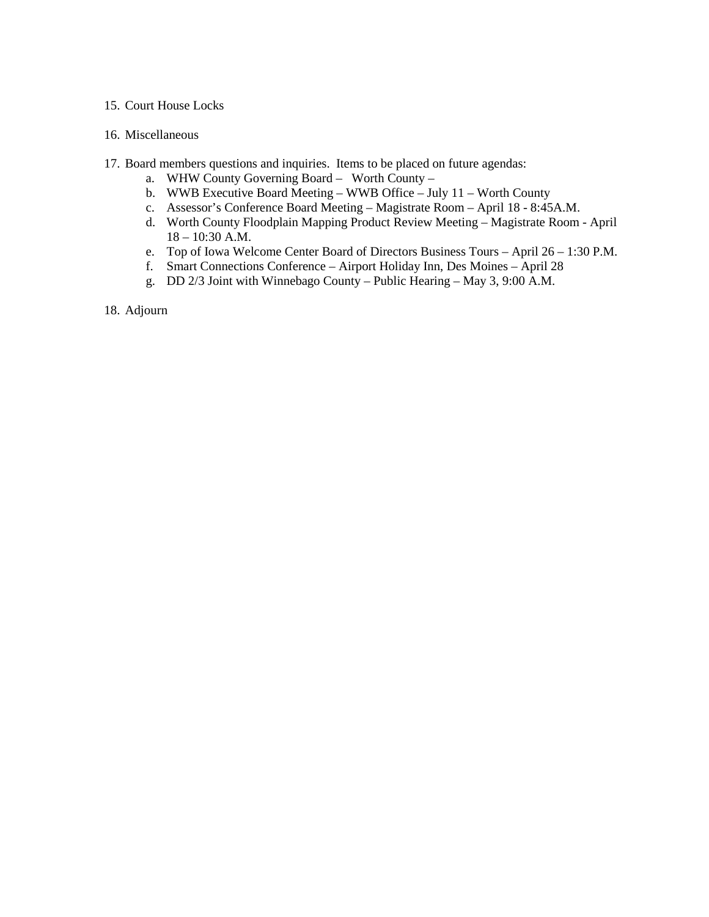15. Court House Locks

16. Miscellaneous

17. Board members questions and inquiries. Items to be placed on future agendas:
    a. WHW County Governing Board – Worth County –
    b. WWB Executive Board Meeting – WWB Office – July 11 – Worth County
    c. Assessor's Conference Board Meeting – Magistrate Room – April 18 - 8:45A.M.
    d. Worth County Floodplain Mapping Product Review Meeting – Magistrate Room - April 18 – 10:30 A.M.
    e. Top of Iowa Welcome Center Board of Directors Business Tours – April 26 – 1:30 P.M.
    f. Smart Connections Conference – Airport Holiday Inn, Des Moines – April 28
    g. DD 2/3 Joint with Winnebago County – Public Hearing – May 3, 9:00 A.M.

18. Adjourn